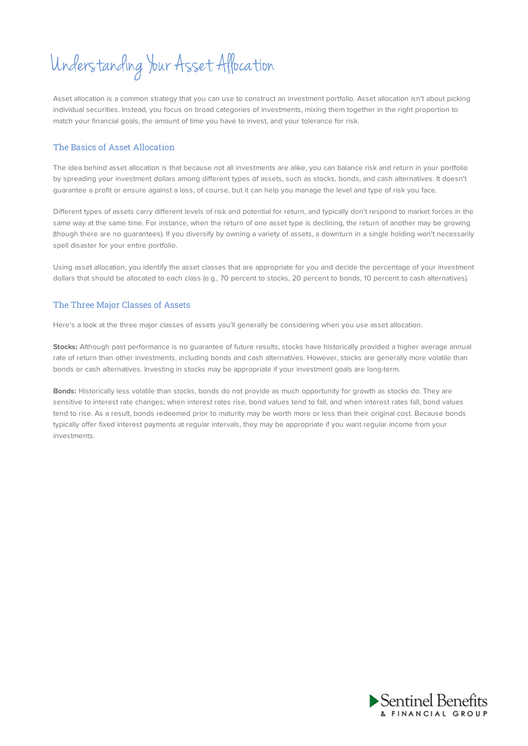# Understanding Your Asset Allocation

Asset allocation is a common strategy that you can use to construct an investment portfolio. Asset allocation isn't about picking individual securities. Instead, you focus on broad categories of investments, mixing them together in the right proportion to match your financial goals, the amount of time you have to invest, and your tolerance for risk.

## The Basics of Asset Allocation

The idea behind asset allocation is that because not all investments are alike, you can balance risk and return in your portfolio by spreading your investment dollars among different types of assets, such as stocks, bonds, and cash alternatives. It doesn't guarantee a profit or ensure against a loss, of course, but it can help you manage the level and type of risk you face.

Different types of assets carry different levels of risk and potential for return, and typically don't respond to market forces in the same way at the same time. For instance, when the return of one asset type is declining, the return of another may be growing (though there are no guarantees). If you diversify by owning a variety of assets, a downturn in a single holding won't necessarily spell disaster for your entire portfolio.

Using asset allocation, you identify the asset classes that are appropriate for you and decide the percentage of your investment dollars that should be allocated to each class (e.g., 70 percent to stocks, 20 percent to bonds, 10 percent to cash alternatives).

## The Three Major Classes of Assets

Here's a look at the three major classes of assets you'll generally be considering when you use asset allocation.

**Stocks:** Although past performance is no guarantee of future results, stocks have historically provided a higher average annual rate of return than other investments, including bonds and cash alternatives. However, stocks are generally more volatile than bonds or cash alternatives. Investing in stocks may be appropriate if your investment goals are long-term.

**Bonds:** Historically less volatile than stocks, bonds do not provide as much opportunity for growth as stocks do. They are sensitive to interest rate changes; when interest rates rise, bond values tend to fall, and when interest rates fall, bond values tend to rise. As a result, bonds redeemed prior to maturity may be worth more or less than their original cost. Because bonds typically offer fixed interest payments at regular intervals, they may be appropriate if you want regular income from your investments.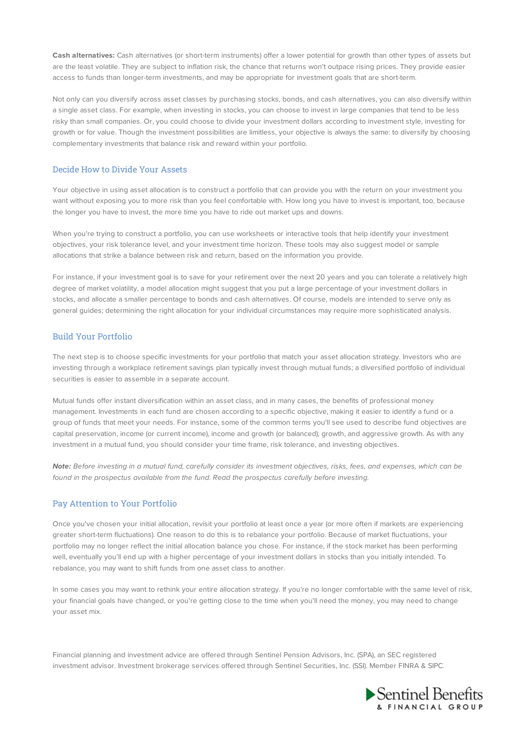**Cash alternatives:** Cash alternatives (or short-term instruments) offer a lower potential for growth than other types of assets but are the least volatile. They are subject to inflation risk, the chance that returns won't outpace rising prices. They provide easier access to funds than longer-term investments, and may be appropriate for investment goals that are short-term.

Not only can you diversify across asset classes by purchasing stocks, bonds, and cash alternatives, you can also diversify within a single asset class. For example, when investing in stocks, you can choose to invest in large companies that tend to be less risky than small companies. Or, you could choose to divide your investment dollars according to investment style, investing for growth or for value. Though the investment possibilities are limitless, your objective is always the same: to diversify by choosing complementary investments that balance risk and reward within your portfolio.

## Decide How to Divide Your Assets

Your objective in using asset allocation is to construct a portfolio that can provide you with the return on your investment you want without exposing you to more risk than you feel comfortable with. How long you have to invest is important, too, because the longer you have to invest, the more time you have to ride out market ups and downs.

When you're trying to construct a portfolio, you can use worksheets or interactive tools that help identify your investment objectives, your risk tolerance level, and your investment time horizon. These tools may also suggest model or sample allocations that strike a balance between risk and return, based on the information you provide.

For instance, if your investment goal is to save for your retirement over the next 20 years and you can tolerate a relatively high degree of market volatility, a model allocation might suggest that you put a large percentage of your investment dollars in stocks, and allocate a smaller percentage to bonds and cash alternatives. Of course, models are intended to serve only as general guides; determining the right allocation for your individual circumstances may require more sophisticated analysis.

## Build Your Portfolio

The next step is to choose specific investments for your portfolio that match your asset allocation strategy. Investors who are investing through a workplace retirement savings plan typically invest through mutual funds; a diversified portfolio of individual securities is easier to assemble in a separate account.

Mutual funds offer instant diversification within an asset class, and in many cases, the benefits of professional money management. Investments in each fund are chosen according to a specific objective, making it easier to identify a fund or a group of funds that meet your needs. For instance, some of the common terms you'll see used to describe fund objectives are capital preservation, income (or current income), income and growth (or balanced), growth, and aggressive growth. As with any investment in a mutual fund, you should consider your time frame, risk tolerance, and investing objectives.

***Note:*** *Before investing in a mutual fund, carefully consider its investment objectives, risks, fees, and expenses, which can be found in the prospectus available from the fund. Read the prospectus carefully before investing.*

## Pay Attention to Your Portfolio

Once you've chosen your initial allocation, revisit your portfolio at least once a year (or more often if markets are experiencing greater short-term fluctuations). One reason to do this is to rebalance your portfolio. Because of market fluctuations, your portfolio may no longer reflect the initial allocation balance you chose. For instance, if the stock market has been performing well, eventually you'll end up with a higher percentage of your investment dollars in stocks than you initially intended. To rebalance, you may want to shift funds from one asset class to another.

In some cases you may want to rethink your entire allocation strategy. If you're no longer comfortable with the same level of risk, your financial goals have changed, or you're getting close to the time when you'll need the money, you may need to change your asset mix.

Financial planning and investment advice are offered through Sentinel Pension Advisors, Inc. (SPA), an SEC registered investment advisor. Investment brokerage services offered through Sentinel Securities, Inc. (SSI). Member FINRA & SIPC.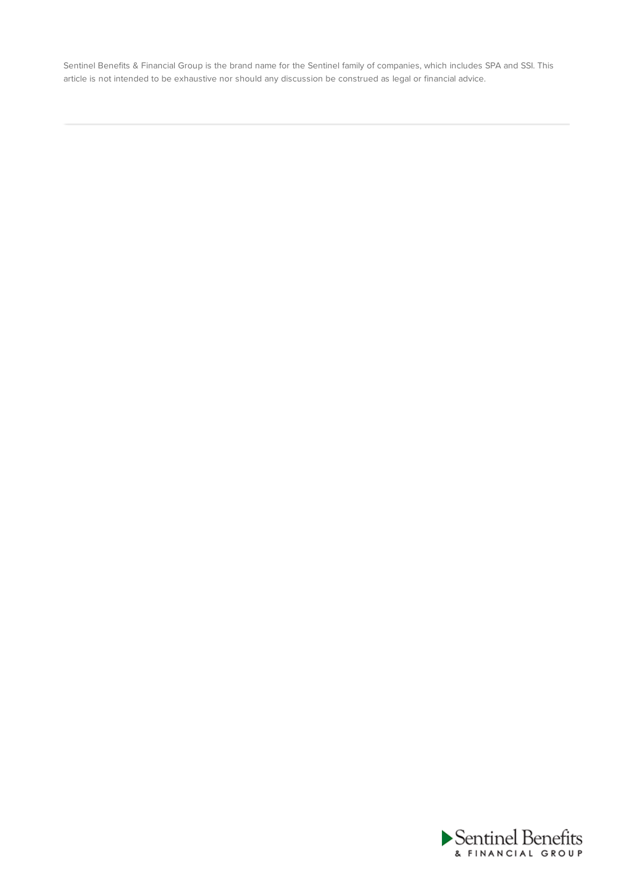Sentinel Benefits & Financial Group is the brand name for the Sentinel family of companies, which includes SPA and SSI. This article is not intended to be exhaustive nor should any discussion be construed as legal or financial advice.